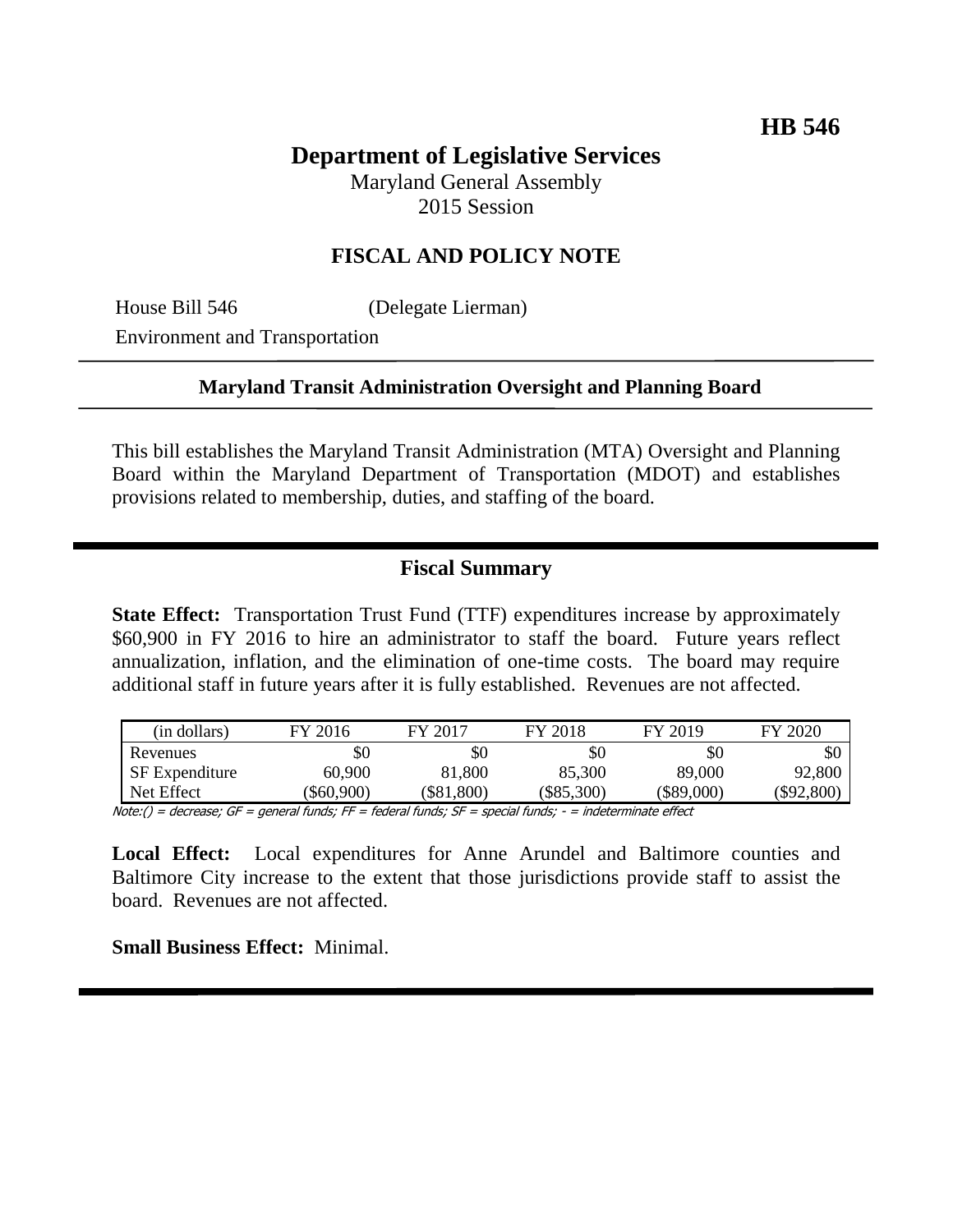**HB 546**

# Department of Legislative Services

Maryland General Assembly
2015 Session

## FISCAL AND POLICY NOTE

House Bill 546 (Delegate Lierman)
Environment and Transportation

**Maryland Transit Administration Oversight and Planning Board**

This bill establishes the Maryland Transit Administration (MTA) Oversight and Planning Board within the Maryland Department of Transportation (MDOT) and establishes provisions related to membership, duties, and staffing of the board.

## Fiscal Summary

**State Effect:** Transportation Trust Fund (TTF) expenditures increase by approximately $60,900 in FY 2016 to hire an administrator to staff the board. Future years reflect annualization, inflation, and the elimination of one-time costs. The board may require additional staff in future years after it is fully established. Revenues are not affected.

| (in dollars) | FY 2016 | FY 2017 | FY 2018 | FY 2019 | FY 2020 |
|---|---|---|---|---|---|
| Revenues | $0 | $0 | $0 | $0 | $0 |
| SF Expenditure | 60,900 | 81,800 | 85,300 | 89,000 | 92,800 |
| Net Effect | ($60,900) | ($81,800) | ($85,300) | ($89,000) | ($92,800) |

Note:() = decrease; GF = general funds; FF = federal funds; SF = special funds; - = indeterminate effect

**Local Effect:** Local expenditures for Anne Arundel and Baltimore counties and Baltimore City increase to the extent that those jurisdictions provide staff to assist the board. Revenues are not affected.

**Small Business Effect:** Minimal.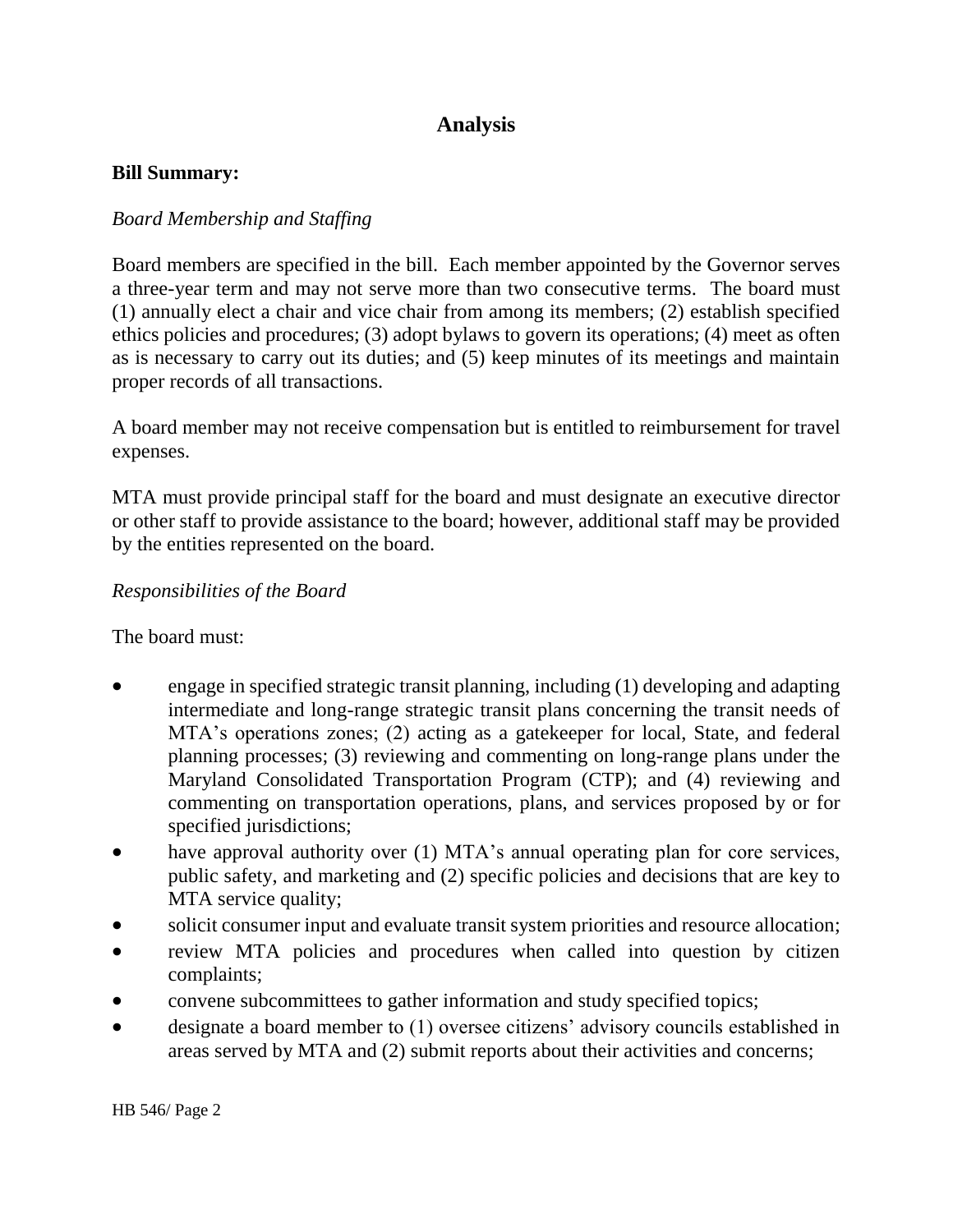## Analysis

**Bill Summary:**

*Board Membership and Staffing*

Board members are specified in the bill. Each member appointed by the Governor serves a three-year term and may not serve more than two consecutive terms. The board must (1) annually elect a chair and vice chair from among its members; (2) establish specified ethics policies and procedures; (3) adopt bylaws to govern its operations; (4) meet as often as is necessary to carry out its duties; and (5) keep minutes of its meetings and maintain proper records of all transactions.

A board member may not receive compensation but is entitled to reimbursement for travel expenses.

MTA must provide principal staff for the board and must designate an executive director or other staff to provide assistance to the board; however, additional staff may be provided by the entities represented on the board.

*Responsibilities of the Board*

The board must:

- engage in specified strategic transit planning, including (1) developing and adapting intermediate and long-range strategic transit plans concerning the transit needs of MTA's operations zones; (2) acting as a gatekeeper for local, State, and federal planning processes; (3) reviewing and commenting on long-range plans under the Maryland Consolidated Transportation Program (CTP); and (4) reviewing and commenting on transportation operations, plans, and services proposed by or for specified jurisdictions;
- have approval authority over (1) MTA's annual operating plan for core services, public safety, and marketing and (2) specific policies and decisions that are key to MTA service quality;
- solicit consumer input and evaluate transit system priorities and resource allocation;
- review MTA policies and procedures when called into question by citizen complaints;
- convene subcommittees to gather information and study specified topics;
- designate a board member to (1) oversee citizens' advisory councils established in areas served by MTA and (2) submit reports about their activities and concerns;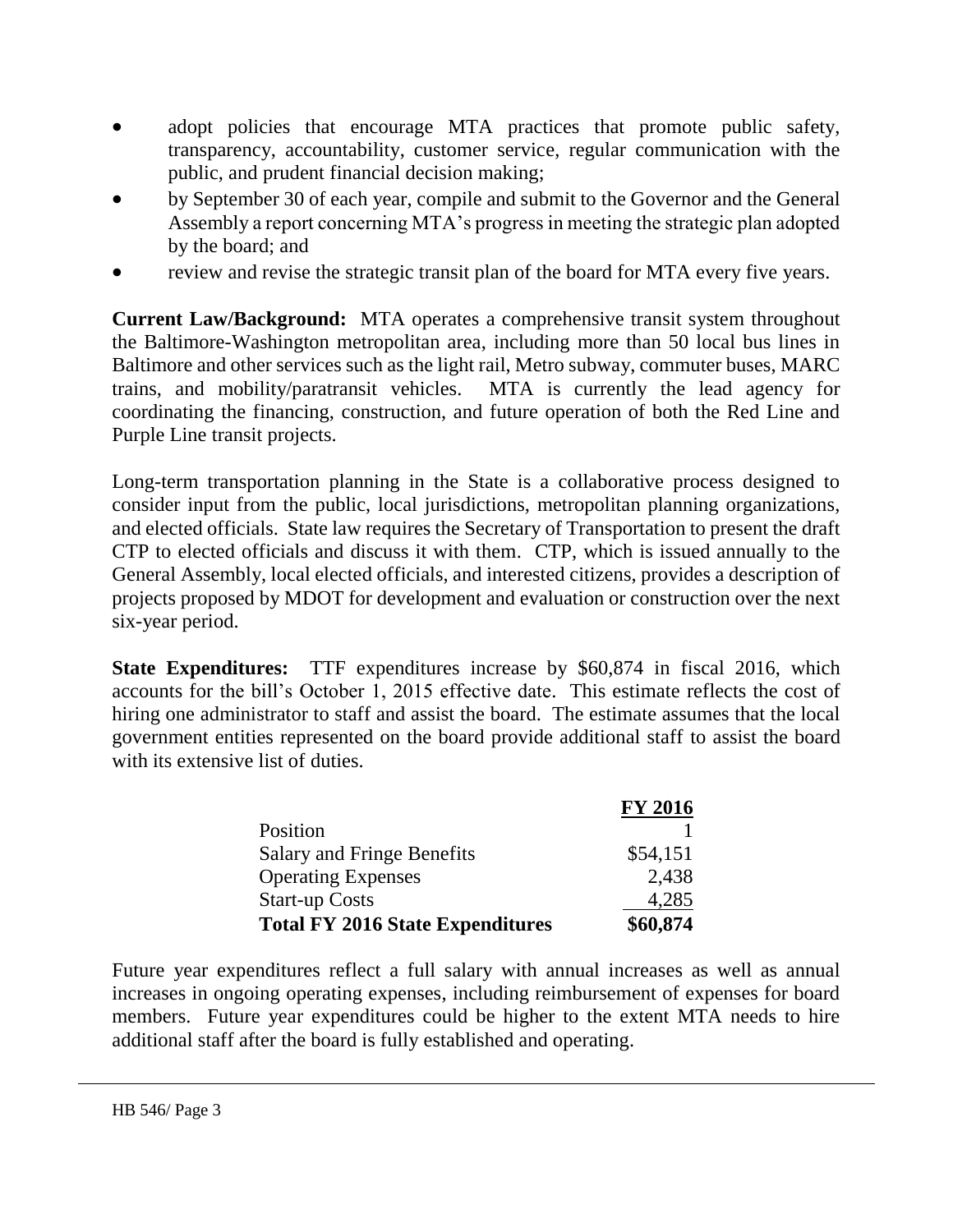- adopt policies that encourage MTA practices that promote public safety, transparency, accountability, customer service, regular communication with the public, and prudent financial decision making;
- by September 30 of each year, compile and submit to the Governor and the General Assembly a report concerning MTA's progress in meeting the strategic plan adopted by the board; and
- review and revise the strategic transit plan of the board for MTA every five years.

**Current Law/Background:** MTA operates a comprehensive transit system throughout the Baltimore-Washington metropolitan area, including more than 50 local bus lines in Baltimore and other services such as the light rail, Metro subway, commuter buses, MARC trains, and mobility/paratransit vehicles. MTA is currently the lead agency for coordinating the financing, construction, and future operation of both the Red Line and Purple Line transit projects.

Long-term transportation planning in the State is a collaborative process designed to consider input from the public, local jurisdictions, metropolitan planning organizations, and elected officials. State law requires the Secretary of Transportation to present the draft CTP to elected officials and discuss it with them. CTP, which is issued annually to the General Assembly, local elected officials, and interested citizens, provides a description of projects proposed by MDOT for development and evaluation or construction over the next six-year period.

**State Expenditures:** TTF expenditures increase by $60,874 in fiscal 2016, which accounts for the bill's October 1, 2015 effective date. This estimate reflects the cost of hiring one administrator to staff and assist the board. The estimate assumes that the local government entities represented on the board provide additional staff to assist the board with its extensive list of duties.

| | **FY 2016** |
|---|---|
| Position | 1 |
| Salary and Fringe Benefits | $54,151 |
| Operating Expenses | 2,438 |
| Start-up Costs | 4,285 |
| **Total FY 2016 State Expenditures** | **$60,874** |

Future year expenditures reflect a full salary with annual increases as well as annual increases in ongoing operating expenses, including reimbursement of expenses for board members. Future year expenditures could be higher to the extent MTA needs to hire additional staff after the board is fully established and operating.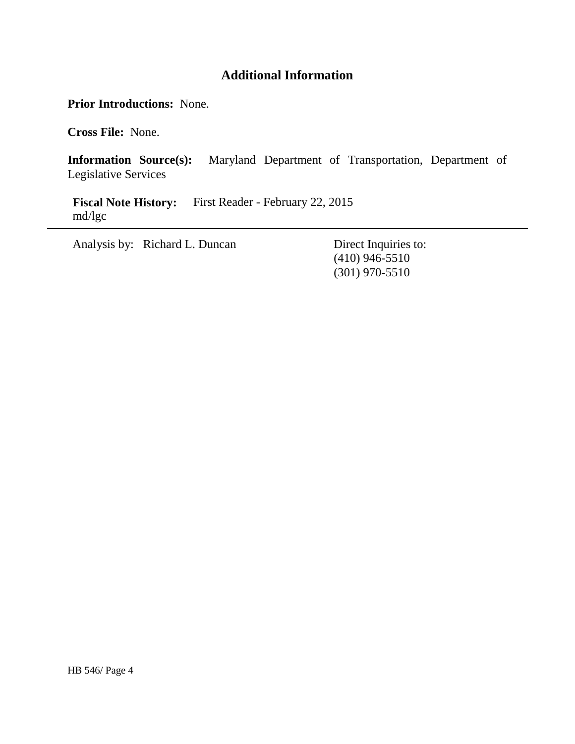## Additional Information

**Prior Introductions:** None.

**Cross File:** None.

**Information Source(s):** Maryland Department of Transportation, Department of Legislative Services

**Fiscal Note History:** First Reader - February 22, 2015
md/lgc

---

Analysis by: Richard L. Duncan

Direct Inquiries to:
(410) 946-5510
(301) 970-5510